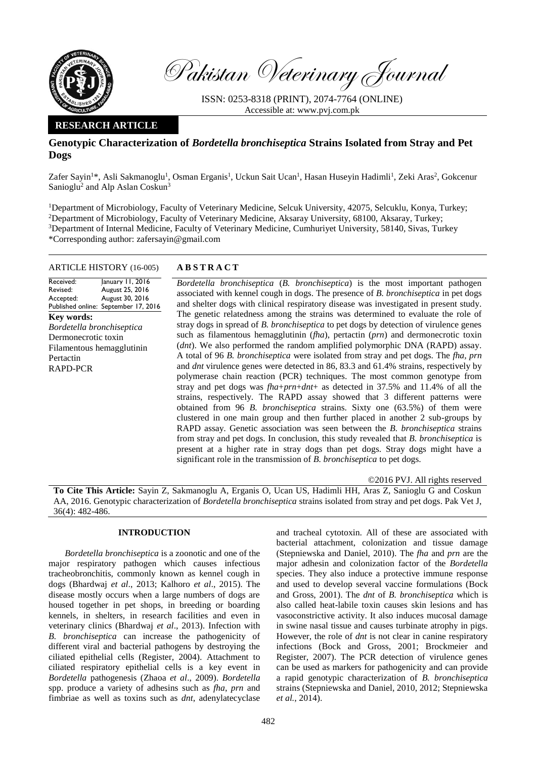Pakistan Veterinary Journal

ISSN: 0253-8318 (PRINT), 2074-7764 (ONLINE)
Accessible at: www.pvj.com.pk

**RESEARCH ARTICLE**

# Genotypic Characterization of *Bordetella bronchiseptica* Strains Isolated from Stray and Pet Dogs

Zafer Sayin[1]*, Asli Sakmanoglu[1], Osman Erganis[1], Uckun Sait Ucan[1], Hasan Huseyin Hadimli[1], Zeki Aras[2], Gokcenur Sanioglu[2] and Alp Aslan Coskun[3]

[1]Department of Microbiology, Faculty of Veterinary Medicine, Selcuk University, 42075, Selcuklu, Konya, Turkey;
[2]Department of Microbiology, Faculty of Veterinary Medicine, Aksaray University, 68100, Aksaray, Turkey;
[3]Department of Internal Medicine, Faculty of Veterinary Medicine, Cumhuriyet University, 58140, Sivas, Turkey
*Corresponding author: zafersayin@gmail.com

**ARTICLE HISTORY** (16-005)

| | |
|---|---|
| Received: | January 11, 2016 |
| Revised: | August 25, 2016 |
| Accepted: | August 30, 2016 |
| Published online: | September 17, 2016 |

**Key words:**
*Bordetella bronchiseptica*
Dermonecrotic toxin
Filamentous hemagglutinin
Pertactin
RAPD-PCR

## ABSTRACT

*Bordetella bronchiseptica* (*B. bronchiseptica*) is the most important pathogen associated with kennel cough in dogs. The presence of *B. bronchiseptica* in pet dogs and shelter dogs with clinical respiratory disease was investigated in present study. The genetic relatedness among the strains was determined to evaluate the role of stray dogs in spread of *B. bronchiseptica* to pet dogs by detection of virulence genes such as filamentous hemagglutinin (*fha*), pertactin (*prn*) and dermonecrotic toxin (*dnt*). We also performed the random amplified polymorphic DNA (RAPD) assay. A total of 96 *B. bronchiseptica* were isolated from stray and pet dogs. The *fha, prn* and *dnt* virulence genes were detected in 86, 83.3 and 61.4% strains, respectively by polymerase chain reaction (PCR) techniques. The most common genotype from stray and pet dogs was *fha+prn+dnt+* as detected in 37.5% and 11.4% of all the strains, respectively. The RAPD assay showed that 3 different patterns were obtained from 96 *B. bronchiseptica* strains. Sixty one (63.5%) of them were clustered in one main group and then further placed in another 2 sub-groups by RAPD assay. Genetic association was seen between the *B. bronchiseptica* strains from stray and pet dogs. In conclusion, this study revealed that *B. bronchiseptica* is present at a higher rate in stray dogs than pet dogs. Stray dogs might have a significant role in the transmission of *B. bronchiseptica* to pet dogs.

©2016 PVJ. All rights reserved

**To Cite This Article:** Sayin Z, Sakmanoglu A, Erganis O, Ucan US, Hadimli HH, Aras Z, Sanioglu G and Coskun AA, 2016. Genotypic characterization of *Bordetella bronchiseptica* strains isolated from stray and pet dogs. Pak Vet J, 36(4): 482-486.

## INTRODUCTION

*Bordetella bronchiseptica* is a zoonotic and one of the major respiratory pathogen which causes infectious tracheobronchitis, commonly known as kennel cough in dogs (Bhardwaj *et al*., 2013; Kalhoro *et al*., 2015). The disease mostly occurs when a large numbers of dogs are housed together in pet shops, in breeding or boarding kennels, in shelters, in research facilities and even in veterinary clinics (Bhardwaj *et al*., 2013). Infection with *B. bronchiseptica* can increase the pathogenicity of different viral and bacterial pathogens by destroying the ciliated epithelial cells (Register, 2004). Attachment to ciliated respiratory epithelial cells is a key event in *Bordetella* pathogenesis (Zhaoa *et al*., 2009). *Bordetella* spp. produce a variety of adhesins such as *fha*, *prn* and fimbriae as well as toxins such as *dnt*, adenylatecyclase and tracheal cytotoxin. All of these are associated with bacterial attachment, colonization and tissue damage (Stepniewska and Daniel, 2010). The *fha* and *prn* are the major adhesin and colonization factor of the *Bordetella* species. They also induce a protective immune response and used to develop several vaccine formulations (Bock and Gross, 2001). The *dnt* of *B. bronchiseptica* which is also called heat-labile toxin causes skin lesions and has vasoconstrictive activity. It also induces mucosal damage in swine nasal tissue and causes turbinate atrophy in pigs. However, the role of *dnt* is not clear in canine respiratory infections (Bock and Gross, 2001; Brockmeier and Register, 2007). The PCR detection of virulence genes can be used as markers for pathogenicity and can provide a rapid genotypic characterization of *B. bronchiseptica* strains (Stepniewska and Daniel, 2010, 2012; Stepniewska *et al.*, 2014).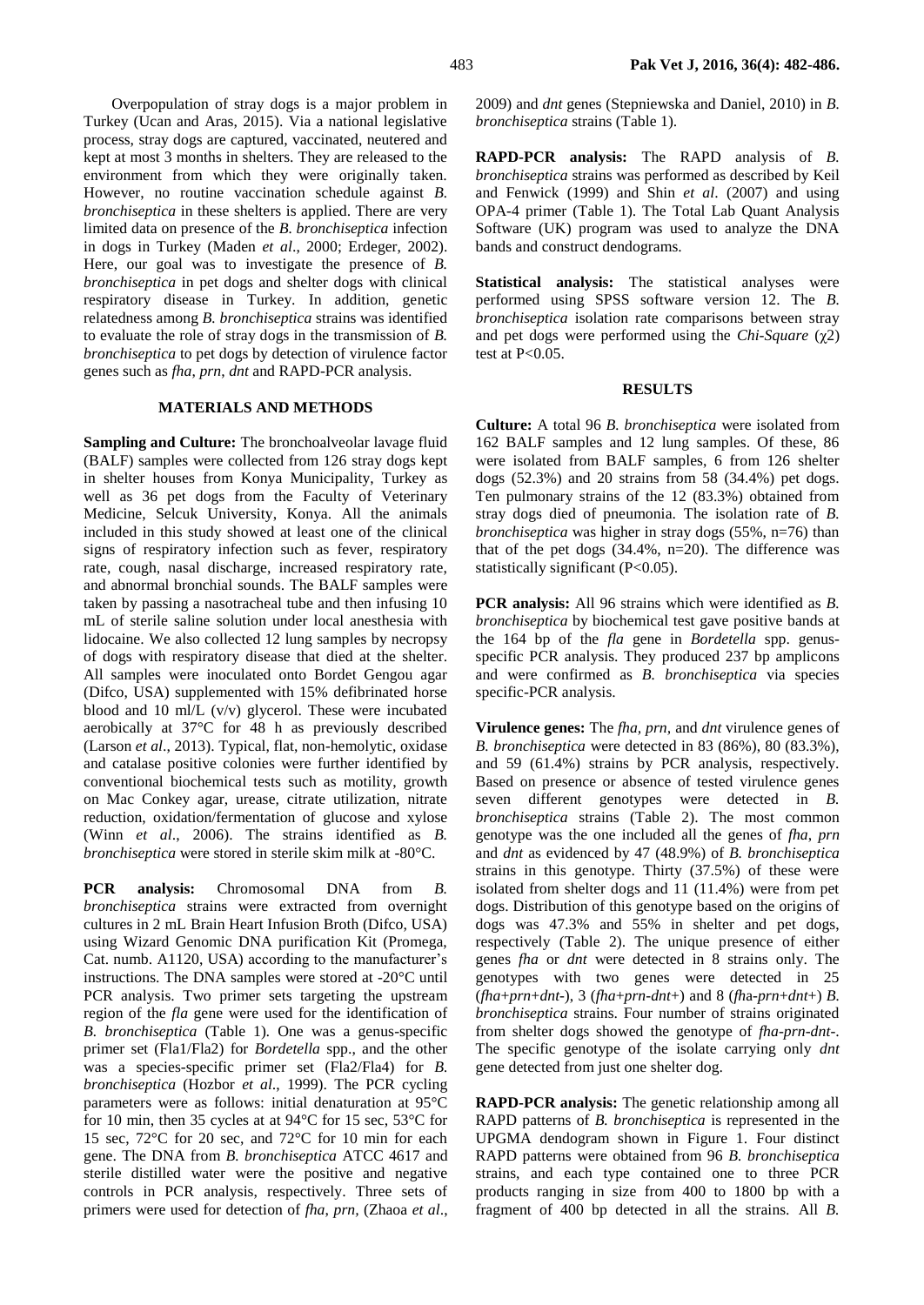Overpopulation of stray dogs is a major problem in Turkey (Ucan and Aras, 2015). Via a national legislative process, stray dogs are captured, vaccinated, neutered and kept at most 3 months in shelters. They are released to the environment from which they were originally taken. However, no routine vaccination schedule against *B. bronchiseptica* in these shelters is applied. There are very limited data on presence of the *B. bronchiseptica* infection in dogs in Turkey (Maden *et al*., 2000; Erdeger, 2002). Here, our goal was to investigate the presence of *B. bronchiseptica* in pet dogs and shelter dogs with clinical respiratory disease in Turkey. In addition, genetic relatedness among *B. bronchiseptica* strains was identified to evaluate the role of stray dogs in the transmission of *B. bronchiseptica* to pet dogs by detection of virulence factor genes such as *fha*, *prn*, *dnt* and RAPD-PCR analysis.

## MATERIALS AND METHODS

**Sampling and Culture:** The bronchoalveolar lavage fluid (BALF) samples were collected from 126 stray dogs kept in shelter houses from Konya Municipality, Turkey as well as 36 pet dogs from the Faculty of Veterinary Medicine, Selcuk University, Konya. All the animals included in this study showed at least one of the clinical signs of respiratory infection such as fever, respiratory rate, cough, nasal discharge, increased respiratory rate, and abnormal bronchial sounds. The BALF samples were taken by passing a nasotracheal tube and then infusing 10 mL of sterile saline solution under local anesthesia with lidocaine. We also collected 12 lung samples by necropsy of dogs with respiratory disease that died at the shelter. All samples were inoculated onto Bordet Gengou agar (Difco, USA) supplemented with 15% defibrinated horse blood and 10 ml/L (v/v) glycerol. These were incubated aerobically at 37°C for 48 h as previously described (Larson *et al*., 2013). Typical, flat, non-hemolytic, oxidase and catalase positive colonies were further identified by conventional biochemical tests such as motility, growth on Mac Conkey agar, urease, citrate utilization, nitrate reduction, oxidation/fermentation of glucose and xylose (Winn *et al*., 2006). The strains identified as *B. bronchiseptica* were stored in sterile skim milk at -80°C.

**PCR analysis:** Chromosomal DNA from *B. bronchiseptica* strains were extracted from overnight cultures in 2 mL Brain Heart Infusion Broth (Difco, USA) using Wizard Genomic DNA purification Kit (Promega, Cat. numb. A1120, USA) according to the manufacturer's instructions. The DNA samples were stored at -20°C until PCR analysis. Two primer sets targeting the upstream region of the *fla* gene were used for the identification of *B. bronchiseptica* (Table 1). One was a genus-specific primer set (Fla1/Fla2) for *Bordetella* spp., and the other was a species-specific primer set (Fla2/Fla4) for *B. bronchiseptica* (Hozbor *et al*., 1999). The PCR cycling parameters were as follows: initial denaturation at 95°C for 10 min, then 35 cycles at 94°C for 15 sec, 53°C for 15 sec, 72°C for 20 sec, and 72°C for 10 min for each gene. The DNA from *B. bronchiseptica* ATCC 4617 and sterile distilled water were the positive and negative controls in PCR analysis, respectively. Three sets of primers were used for detection of *fha*, *prn*, (Zhaoa *et al*., 2009) and *dnt* genes (Stepniewska and Daniel, 2010) in *B. bronchiseptica* strains (Table 1).

**RAPD-PCR analysis:** The RAPD analysis of *B. bronchiseptica* strains was performed as described by Keil and Fenwick (1999) and Shin *et al*. (2007) and using OPA-4 primer (Table 1). The Total Lab Quant Analysis Software (UK) program was used to analyze the DNA bands and construct dendograms.

**Statistical analysis:** The statistical analyses were performed using SPSS software version 12. The *B. bronchiseptica* isolation rate comparisons between stray and pet dogs were performed using the *Chi-Square* ($\chi 2$) test at $P<0.05$.

## RESULTS

**Culture:** A total 96 *B. bronchiseptica* were isolated from 162 BALF samples and 12 lung samples. Of these, 86 were isolated from BALF samples, 6 from 126 shelter dogs (52.3%) and 20 strains from 58 (34.4%) pet dogs. Ten pulmonary strains of the 12 (83.3%) obtained from stray dogs died of pneumonia. The isolation rate of *B. bronchiseptica* was higher in stray dogs (55%, n=76) than that of the pet dogs (34.4%, n=20). The difference was statistically significant ($P<0.05$).

**PCR analysis:** All 96 strains which were identified as *B. bronchiseptica* by biochemical test gave positive bands at the 164 bp of the *fla* gene in *Bordetella* spp. genus-specific PCR analysis. They produced 237 bp amplicons and were confirmed as *B. bronchiseptica* via species specific-PCR analysis.

**Virulence genes:** The *fha*, *prn*, and *dnt* virulence genes of *B. bronchiseptica* were detected in 83 (86%), 80 (83.3%), and 59 (61.4%) strains by PCR analysis, respectively. Based on presence or absence of tested virulence genes seven different genotypes were detected in *B. bronchiseptica* strains (Table 2). The most common genotype was the one included all the genes of *fha*, *prn* and *dnt* as evidenced by 47 (48.9%) of *B. bronchiseptica* strains in this genotype. Thirty (37.5%) of these were isolated from shelter dogs and 11 (11.4%) were from pet dogs. Distribution of this genotype based on the origins of dogs was 47.3% and 55% in shelter and pet dogs, respectively (Table 2). The unique presence of either genes *fha* or *dnt* were detected in 8 strains only. The genotypes with two genes were detected in 25 (*fha+prn+dnt-*), 3 (*fha+prn-dnt+*) and 8 (*fha-prn+dnt+*) *B. bronchiseptica* strains. Four number of strains originated from shelter dogs showed the genotype of *fha-prn-dnt-*. The specific genotype of the isolate carrying only *dnt* gene detected from just one shelter dog.

**RAPD-PCR analysis:** The genetic relationship among all RAPD patterns of *B. bronchiseptica* is represented in the UPGMA dendogram shown in Figure 1. Four distinct RAPD patterns were obtained from 96 *B. bronchiseptica* strains, and each type contained one to three PCR products ranging in size from 400 to 1800 bp with a fragment of 400 bp detected in all the strains. All *B.*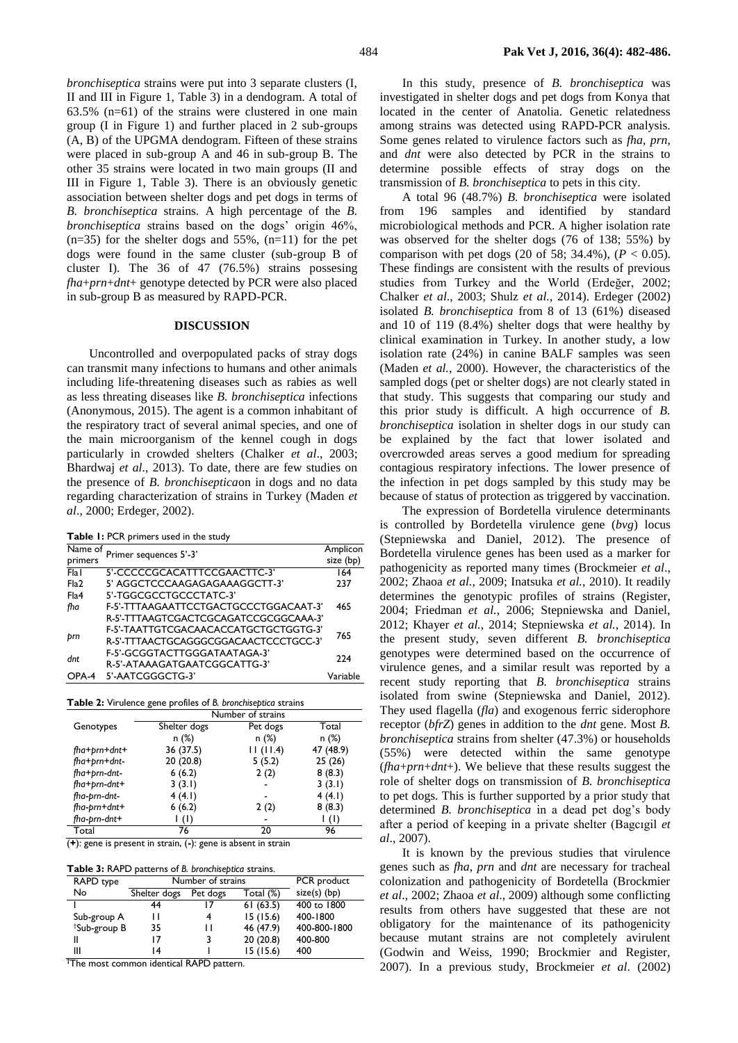*bronchiseptica* strains were put into 3 separate clusters (I, II and III in Figure 1, Table 3) in a dendogram. A total of 63.5% (n=61) of the strains were clustered in one main group (I in Figure 1) and further placed in 2 sub-groups (A, B) of the UPGMA dendogram. Fifteen of these strains were placed in sub-group A and 46 in sub-group B. The other 35 strains were located in two main groups (II and III in Figure 1, Table 3). There is an obviously genetic association between shelter dogs and pet dogs in terms of *B. bronchiseptica* strains. A high percentage of the *B. bronchiseptica* strains based on the dogs' origin 46%, (n=35) for the shelter dogs and 55%, (n=11) for the pet dogs were found in the same cluster (sub-group B of cluster I). The 36 of 47 (76.5%) strains possesing *fha+prn+dnt+* genotype detected by PCR were also placed in sub-group B as measured by RAPD-PCR.

## DISCUSSION

Uncontrolled and overpopulated packs of stray dogs can transmit many infections to humans and other animals including life-threatening diseases such as rabies as well as less threating diseases like *B. bronchiseptica* infections (Anonymous, 2015). The agent is a common inhabitant of the respiratory tract of several animal species, and one of the main microorganism of the kennel cough in dogs particularly in crowded shelters (Chalker *et al*., 2003; Bhardwaj *et al*., 2013). To date, there are few studies on the presence of *B. bronchiseptica*on in dogs and no data regarding characterization of strains in Turkey (Maden *et al*., 2000; Erdeger, 2002).

**Table 1:** PCR primers used in the study

| Name of primers | Primer sequences 5'-3' | Amplicon size (bp) |
|---|---|---|
| Fla1 | 5'-CCCCCGCACATTTCCGAACTTC-3' | 164 |
| Fla2 | 5' AGGCTCCCAAGAGAGAAAGGCTT-3' | 237 |
| Fla4 | 5'-TGGCGCCTGCCCTATC-3' | |
| *fha* | F-5'-TTTAAGAATTCCTGACTGCCCTGGACAAT-3'<br>R-5'-TTTAAGTCGACTCGCAGATCCGCGGCAAA-3' | 465 |
| *prn* | F-5'-TAATTGTCGACAACACCATGCTGCTGGTG-3'<br>R-5'-TTTAACTGCAGGGCGGACAACTCCCTGCC-3' | 765 |
| *dnt* | F-5'-GCGGTACTTGGGATAATAGA-3'<br>R-5'-ATAAAGATGAATCGGCATTG-3' | 224 |
| OPA-4 | 5'-AATCGGGCTG-3' | Variable |

**Table 2:** Virulence gene profiles of *B. bronchiseptica* strains

| Genotypes | Number of strains | | |
|---|---|---|---|
| | Shelter dogs n (%) | Pet dogs n (%) | Total n (%) |
| *fha+prn+dnt+* | 36 (37.5) | 11 (11.4) | 47 (48.9) |
| *fha+prn+dnt-* | 20 (20.8) | 5 (5.2) | 25 (26) |
| *fha+prn-dnt-* | 6 (6.2) | 2 (2) | 8 (8.3) |
| *fha+prn-dnt+* | 3 (3.1) | - | 3 (3.1) |
| *fha-prn-dnt-* | 4 (4.1) | - | 4 (4.1) |
| *fha-prn+dnt+* | 6 (6.2) | 2 (2) | 8 (8.3) |
| *fha-prn-dnt+* | 1 (1) | - | 1 (1) |
| Total | 76 | 20 | 96 |

(**+**): gene is present in strain, (**-**): gene is absent in strain

**Table 3:** RAPD patterns of *B. bronchiseptica* strains.

| RAPD type No | Number of strains | | | PCR product size(s) (bp) |
|---|---|---|---|---|
| | Shelter dogs | Pet dogs | Total (%) | |
| I | 44 | 17 | 61 (63.5) | 400 to 1800 |
| Sub-group A | 11 | 4 | 15 (15.6) | 400-1800 |
| †Sub-group B | 35 | 11 | 46 (47.9) | 400-800-1800 |
| II | 17 | 3 | 20 (20.8) | 400-800 |
| III | 14 | 1 | 15 (15.6) | 400 |

†The most common identical RAPD pattern.

In this study, presence of *B. bronchiseptica* was investigated in shelter dogs and pet dogs from Konya that located in the center of Anatolia. Genetic relatedness among strains was detected using RAPD-PCR analysis. Some genes related to virulence factors such as *fha*, *prn*, and *dnt* were also detected by PCR in the strains to determine possible effects of stray dogs on the transmission of *B. bronchiseptica* to pets in this city.

A total 96 (48.7%) *B. bronchiseptica* were isolated from 196 samples and identified by standard microbiological methods and PCR. A higher isolation rate was observed for the shelter dogs (76 of 138; 55%) by comparison with pet dogs (20 of 58; 34.4%), ($P < 0.05$). These findings are consistent with the results of previous studies from Turkey and the World (Erdeğer, 2002; Chalker *et al*., 2003; Shulz *et al*., 2014). Erdeger (2002) isolated *B. bronchiseptica* from 8 of 13 (61%) diseased and 10 of 119 (8.4%) shelter dogs that were healthy by clinical examination in Turkey. In another study, a low isolation rate (24%) in canine BALF samples was seen (Maden *et al*., 2000). However, the characteristics of the sampled dogs (pet or shelter dogs) are not clearly stated in that study. This suggests that comparing our study and this prior study is difficult. A high occurrence of *B. bronchiseptica* isolation in shelter dogs in our study can be explained by the fact that lower isolated and overcrowded areas serves a good medium for spreading contagious respiratory infections. The lower presence of the infection in pet dogs sampled by this study may be because of status of protection as triggered by vaccination.

The expression of Bordetella virulence determinants is controlled by Bordetella virulence gene (*bvg*) locus (Stepniewska and Daniel, 2012). The presence of Bordetella virulence genes has been used as a marker for pathogenicity as reported many times (Brockmeier *et al*., 2002; Zhaoa *et al*., 2009; Inatsuka *et al*., 2010). It readily determines the genotypic profiles of strains (Register, 2004; Friedman *et al*., 2006; Stepniewska and Daniel, 2012; Khayer *et al*., 2014; Stepniewska *et al*., 2014). In the present study, seven different *B. bronchiseptica* genotypes were determined based on the occurrence of virulence genes, and a similar result was reported by a recent study reporting that *B. bronchiseptica* strains isolated from swine (Stepniewska and Daniel, 2012). They used flagella (*fla*) and exogenous ferric siderophore receptor (*bfrZ*) genes in addition to the *dnt* gene. Most *B. bronchiseptica* strains from shelter (47.3%) or households (55%) were detected within the same genotype (*fha+prn+dnt+*). We believe that these results suggest the role of shelter dogs on transmission of *B. bronchiseptica* to pet dogs. This is further supported by a prior study that determined *B. bronchiseptica* in a dead pet dog's body after a period of keeping in a private shelter (Bagcıgil *et al*., 2007).

It is known by the previous studies that virulence genes such as *fha*, *prn* and *dnt* are necessary for tracheal colonization and pathogenicity of Bordetella (Brockmier *et al*., 2002; Zhaoa *et al*., 2009) although some conflicting results from others have suggested that these are not obligatory for the maintenance of its pathogenicity because mutant strains are not completely avirulent (Godwin and Weiss, 1990; Brockmier and Register, 2007). In a previous study, Brockmeier *et al*. (2002)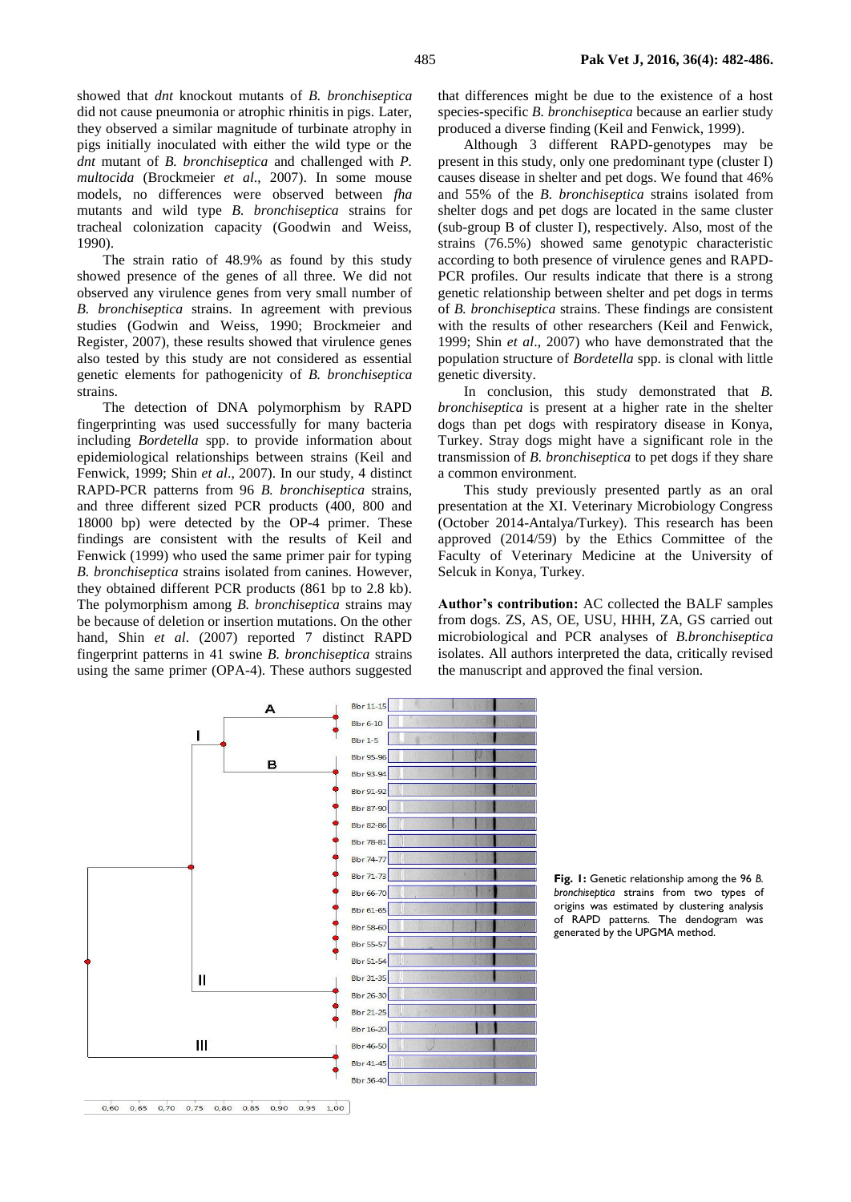showed that *dnt* knockout mutants of *B. bronchiseptica* did not cause pneumonia or atrophic rhinitis in pigs. Later, they observed a similar magnitude of turbinate atrophy in pigs initially inoculated with either the wild type or the *dnt* mutant of *B. bronchiseptica* and challenged with *P. multocida* (Brockmeier *et al*., 2007). In some mouse models, no differences were observed between *fha* mutants and wild type *B. bronchiseptica* strains for tracheal colonization capacity (Goodwin and Weiss, 1990).

The strain ratio of 48.9% as found by this study showed presence of the genes of all three. We did not observed any virulence genes from very small number of *B. bronchiseptica* strains. In agreement with previous studies (Godwin and Weiss, 1990; Brockmeier and Register, 2007), these results showed that virulence genes also tested by this study are not considered as essential genetic elements for pathogenicity of *B. bronchiseptica* strains.

The detection of DNA polymorphism by RAPD fingerprinting was used successfully for many bacteria including *Bordetella* spp. to provide information about epidemiological relationships between strains (Keil and Fenwick, 1999; Shin *et al*., 2007). In our study, 4 distinct RAPD-PCR patterns from 96 *B. bronchiseptica* strains, and three different sized PCR products (400, 800 and 18000 bp) were detected by the OP-4 primer. These findings are consistent with the results of Keil and Fenwick (1999) who used the same primer pair for typing *B. bronchiseptica* strains isolated from canines. However, they obtained different PCR products (861 bp to 2.8 kb). The polymorphism among *B. bronchiseptica* strains may be because of deletion or insertion mutations. On the other hand, Shin *et al*. (2007) reported 7 distinct RAPD fingerprint patterns in 41 swine *B. bronchiseptica* strains using the same primer (OPA-4). These authors suggested that differences might be due to the existence of a host species-specific *B. bronchiseptica* because an earlier study produced a diverse finding (Keil and Fenwick, 1999).

Although 3 different RAPD-genotypes may be present in this study, only one predominant type (cluster I) causes disease in shelter and pet dogs. We found that 46% and 55% of the *B. bronchiseptica* strains isolated from shelter dogs and pet dogs are located in the same cluster (sub-group B of cluster I), respectively. Also, most of the strains (76.5%) showed same genotypic characteristic according to both presence of virulence genes and RAPD-PCR profiles. Our results indicate that there is a strong genetic relationship between shelter and pet dogs in terms of *B. bronchiseptica* strains. These findings are consistent with the results of other researchers (Keil and Fenwick, 1999; Shin *et al*., 2007) who have demonstrated that the population structure of *Bordetella* spp. is clonal with little genetic diversity.

In conclusion, this study demonstrated that *B. bronchiseptica* is present at a higher rate in the shelter dogs than pet dogs with respiratory disease in Konya, Turkey. Stray dogs might have a significant role in the transmission of *B. bronchiseptica* to pet dogs if they share a common environment.

This study previously presented partly as an oral presentation at the XI. Veterinary Microbiology Congress (October 2014-Antalya/Turkey). This research has been approved (2014/59) by the Ethics Committee of the Faculty of Veterinary Medicine at the University of Selcuk in Konya, Turkey.

**Author's contribution:** AC collected the BALF samples from dogs. ZS, AS, OE, USU, HHH, ZA, GS carried out microbiological and PCR analyses of *B.bronchiseptica* isolates. All authors interpreted the data, critically revised the manuscript and approved the final version.

**Fig. 1:** Genetic relationship among the 96 *B. bronchiseptica* strains from two types of origins was estimated by clustering analysis of RAPD patterns. The dendogram was generated by the UPGMA method.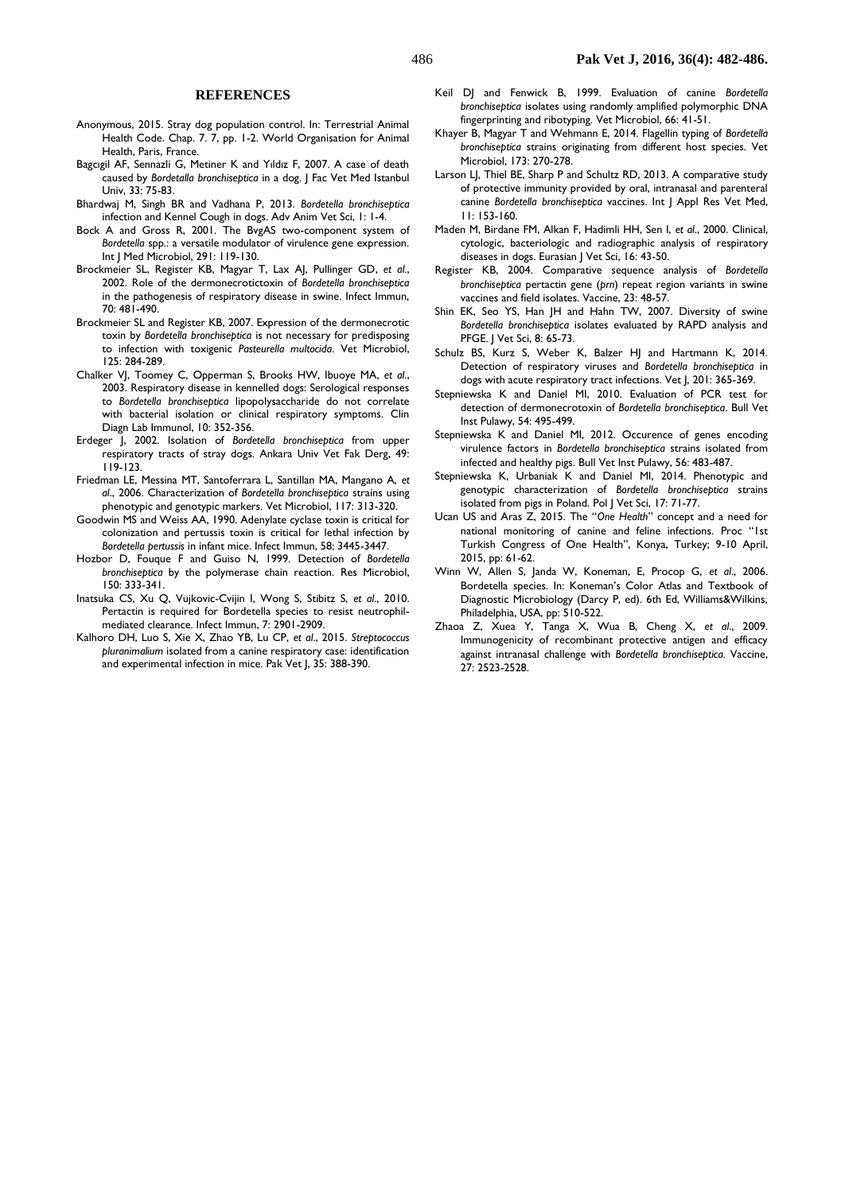## REFERENCES

Anonymous, 2015. Stray dog population control. In: Terrestrial Animal Health Code. Chap. 7. 7, pp. 1-2. World Organisation for Animal Health, Paris, France.

Bagcıgil AF, Sennazli G, Metiner K and Yıldız F, 2007. A case of death caused by *Bordetalla bronchiseptica* in a dog. J Fac Vet Med Istanbul Univ, 33: 75-83.

Bhardwaj M, Singh BR and Vadhana P, 2013. *Bordetella bronchiseptica* infection and Kennel Cough in dogs. Adv Anim Vet Sci, 1: 1-4.

Bock A and Gross R, 2001. The BvgAS two-component system of *Bordetella* spp.: a versatile modulator of virulence gene expression. Int J Med Microbiol, 291: 119-130.

Brockmeier SL, Register KB, Magyar T, Lax AJ, Pullinger GD, *et al*., 2002. Role of the dermonecrotictoxin of *Bordetella bronchiseptica* in the pathogenesis of respiratory disease in swine. Infect Immun, 70: 481-490.

Brockmeier SL and Register KB, 2007. Expression of the dermonecrotic toxin by *Bordetella bronchiseptica* is not necessary for predisposing to infection with toxigenic *Pasteurella multocida*. Vet Microbiol, 125: 284-289.

Chalker VJ, Toomey C, Opperman S, Brooks HW, Ibuoye MA, *et al*., 2003. Respiratory disease in kennelled dogs: Serological responses to *Bordetella bronchiseptica* lipopolysaccharide do not correlate with bacterial isolation or clinical respiratory symptoms. Clin Diagn Lab Immunol, 10: 352-356.

Erdeger J, 2002. Isolation of *Bordetella bronchiseptica* from upper respiratory tracts of stray dogs. Ankara Univ Vet Fak Derg, 49: 119-123.

Friedman LE, Messina MT, Santoferrara L, Santillan MA, Mangano A, *et al*., 2006. Characterization of *Bordetella bronchiseptica* strains using phenotypic and genotypic markers. Vet Microbiol, 117: 313-320.

Goodwin MS and Weiss AA, 1990. Adenylate cyclase toxin is critical for colonization and pertussis toxin is critical for lethal infection by *Bordetella pertussis* in infant mice. Infect Immun, 58: 3445-3447.

Hozbor D, Fouque F and Guiso N, 1999. Detection of *Bordetella bronchiseptica* by the polymerase chain reaction. Res Microbiol, 150: 333-341.

Inatsuka CS, Xu Q, Vujkovic-Cvijin I, Wong S, Stibitz S, *et al*., 2010. Pertactin is required for Bordetella species to resist neutrophil-mediated clearance. Infect Immun, 7: 2901-2909.

Kalhoro DH, Luo S, Xie X, Zhao YB, Lu CP, *et al*., 2015. *Streptococcus pluranimalium* isolated from a canine respiratory case: identification and experimental infection in mice. Pak Vet J, 35: 388-390.

Keil DJ and Fenwick B, 1999. Evaluation of canine *Bordetella bronchiseptica* isolates using randomly amplified polymorphic DNA fingerprinting and ribotyping. Vet Microbiol, 66: 41-51.

Khayer B, Magyar T and Wehmann E, 2014. Flagellin typing of *Bordetella bronchiseptica* strains originating from different host species. Vet Microbiol, 173: 270-278.

Larson LJ, Thiel BE, Sharp P and Schultz RD, 2013. A comparative study of protective immunity provided by oral, intranasal and parenteral canine *Bordetella bronchiseptica* vaccines. Int J Appl Res Vet Med, 11: 153-160.

Maden M, Birdane FM, Alkan F, Hadimli HH, Sen I, *et al*., 2000. Clinical, cytologic, bacteriologic and radiographic analysis of respiratory diseases in dogs. Eurasian J Vet Sci, 16: 43-50.

Register KB, 2004. Comparative sequence analysis of *Bordetella bronchiseptica* pertactin gene (*prn*) repeat region variants in swine vaccines and field isolates. Vaccine, 23: 48-57.

Shin EK, Seo YS, Han JH and Hahn TW, 2007. Diversity of swine *Bordetella bronchiseptica* isolates evaluated by RAPD analysis and PFGE. J Vet Sci, 8: 65-73.

Schulz BS, Kurz S, Weber K, Balzer HJ and Hartmann K, 2014. Detection of respiratory viruses and *Bordetella bronchiseptica* in dogs with acute respiratory tract infections. Vet J, 201: 365-369.

Stepniewska K and Daniel MI, 2010. Evaluation of PCR test for detection of dermonecrotoxin of *Bordetella bronchiseptica*. Bull Vet Inst Pulawy, 54: 495-499.

Stepniewska K and Daniel MI, 2012. Occurence of genes encoding virulence factors in *Bordetella bronchiseptica* strains isolated from infected and healthy pigs. Bull Vet Inst Pulawy, 56: 483-487.

Stepniewska K, Urbaniak K and Daniel MI, 2014. Phenotypic and genotypic characterization of *Bordetella bronchiseptica* strains isolated from pigs in Poland. Pol J Vet Sci, 17: 71-77.

Ucan US and Aras Z, 2015. The "*One Health*" concept and a need for national monitoring of canine and feline infections. Proc "1st Turkish Congress of One Health", Konya, Turkey; 9-10 April, 2015, pp: 61-62.

Winn W, Allen S, Janda W, Koneman, E, Procop G, *et al*., 2006. Bordetella species. In: Koneman's Color Atlas and Textbook of Diagnostic Microbiology (Darcy P, ed). 6th Ed, Williams&Wilkins, Philadelphia, USA, pp: 510-522.

Zhaoa Z, Xuea Y, Tanga X, Wua B, Cheng X, *et al*., 2009. Immunogenicity of recombinant protective antigen and efficacy against intranasal challenge with *Bordetella bronchiseptica*. Vaccine, 27: 2523-2528.